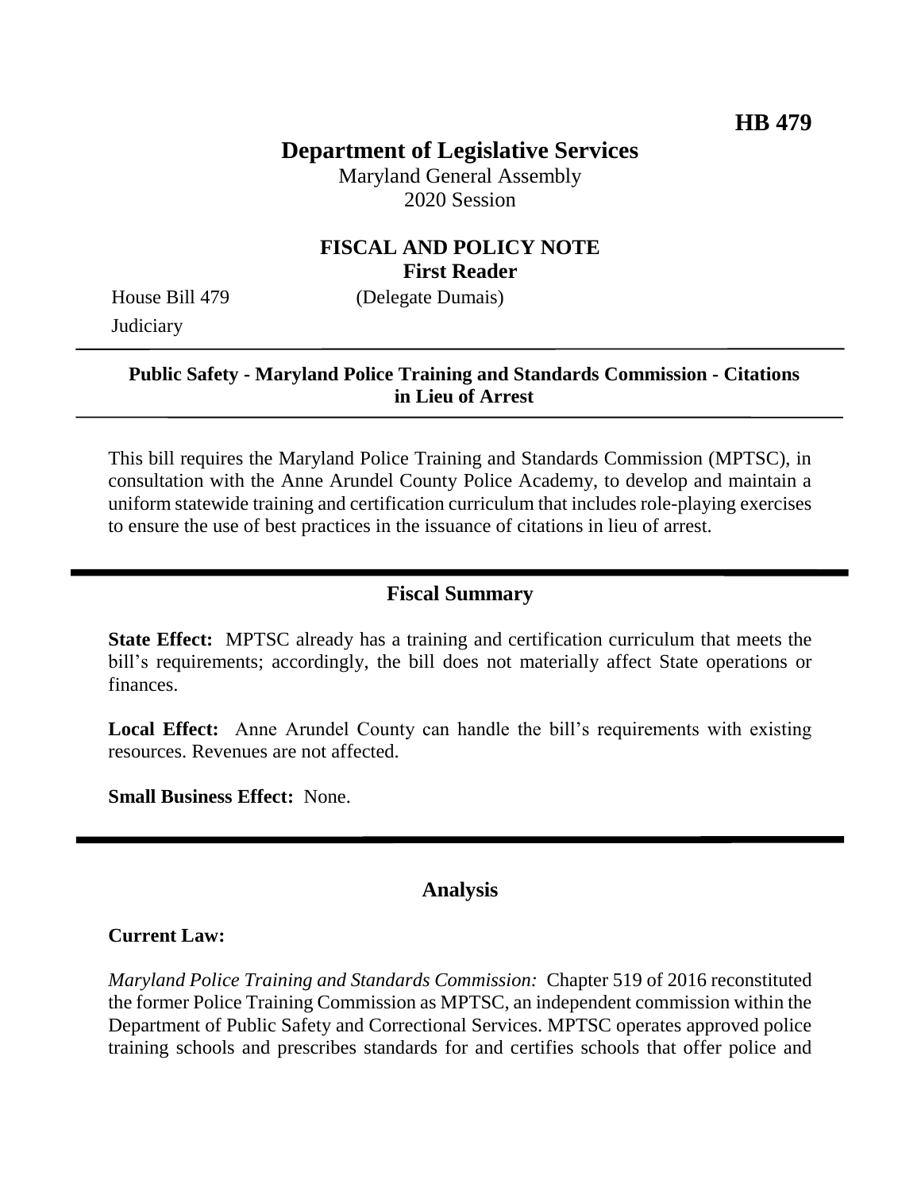**HB 479**

# Department of Legislative Services

Maryland General Assembly
2020 Session

## FISCAL AND POLICY NOTE
**First Reader**

House Bill 479 (Delegate Dumais)
Judiciary

---

**Public Safety - Maryland Police Training and Standards Commission - Citations in Lieu of Arrest**

---

This bill requires the Maryland Police Training and Standards Commission (MPTSC), in consultation with the Anne Arundel County Police Academy, to develop and maintain a uniform statewide training and certification curriculum that includes role-playing exercises to ensure the use of best practices in the issuance of citations in lieu of arrest.

## Fiscal Summary

**State Effect:** MPTSC already has a training and certification curriculum that meets the bill's requirements; accordingly, the bill does not materially affect State operations or finances.

**Local Effect:** Anne Arundel County can handle the bill's requirements with existing resources. Revenues are not affected.

**Small Business Effect:** None.

## Analysis

**Current Law:**

*Maryland Police Training and Standards Commission:* Chapter 519 of 2016 reconstituted the former Police Training Commission as MPTSC, an independent commission within the Department of Public Safety and Correctional Services. MPTSC operates approved police training schools and prescribes standards for and certifies schools that offer police and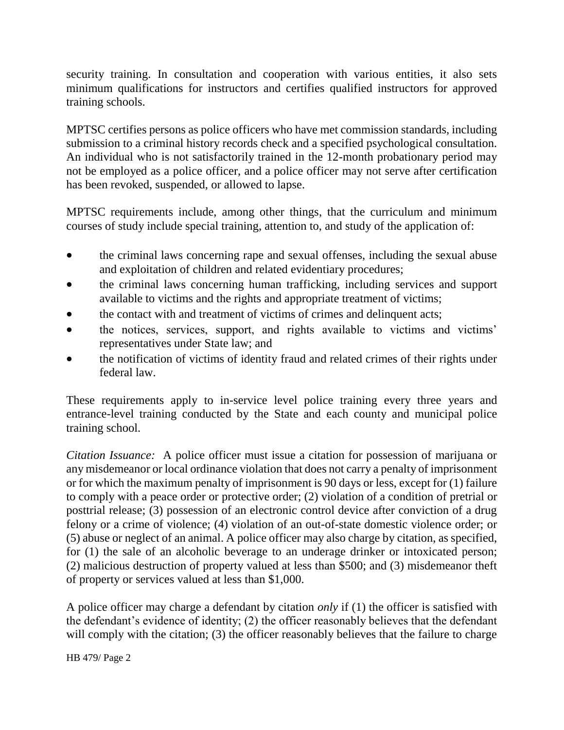security training. In consultation and cooperation with various entities, it also sets minimum qualifications for instructors and certifies qualified instructors for approved training schools.

MPTSC certifies persons as police officers who have met commission standards, including submission to a criminal history records check and a specified psychological consultation. An individual who is not satisfactorily trained in the 12-month probationary period may not be employed as a police officer, and a police officer may not serve after certification has been revoked, suspended, or allowed to lapse.

MPTSC requirements include, among other things, that the curriculum and minimum courses of study include special training, attention to, and study of the application of:

- the criminal laws concerning rape and sexual offenses, including the sexual abuse and exploitation of children and related evidentiary procedures;
- the criminal laws concerning human trafficking, including services and support available to victims and the rights and appropriate treatment of victims;
- the contact with and treatment of victims of crimes and delinquent acts;
- the notices, services, support, and rights available to victims and victims' representatives under State law; and
- the notification of victims of identity fraud and related crimes of their rights under federal law.

These requirements apply to in-service level police training every three years and entrance-level training conducted by the State and each county and municipal police training school.

*Citation Issuance:* A police officer must issue a citation for possession of marijuana or any misdemeanor or local ordinance violation that does not carry a penalty of imprisonment or for which the maximum penalty of imprisonment is 90 days or less, except for (1) failure to comply with a peace order or protective order; (2) violation of a condition of pretrial or posttrial release; (3) possession of an electronic control device after conviction of a drug felony or a crime of violence; (4) violation of an out-of-state domestic violence order; or (5) abuse or neglect of an animal. A police officer may also charge by citation, as specified, for (1) the sale of an alcoholic beverage to an underage drinker or intoxicated person; (2) malicious destruction of property valued at less than $500; and (3) misdemeanor theft of property or services valued at less than $1,000.

A police officer may charge a defendant by citation *only* if (1) the officer is satisfied with the defendant's evidence of identity; (2) the officer reasonably believes that the defendant will comply with the citation; (3) the officer reasonably believes that the failure to charge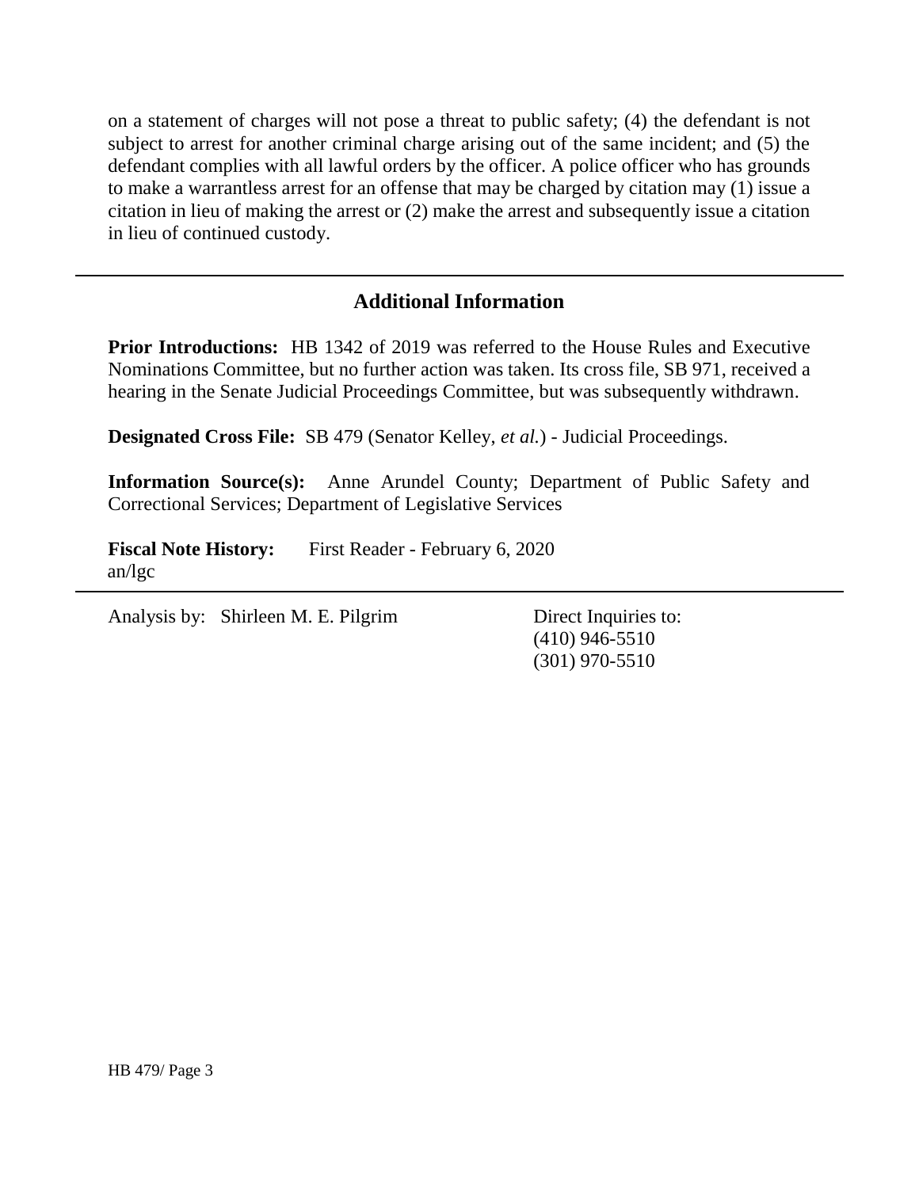on a statement of charges will not pose a threat to public safety; (4) the defendant is not subject to arrest for another criminal charge arising out of the same incident; and (5) the defendant complies with all lawful orders by the officer. A police officer who has grounds to make a warrantless arrest for an offense that may be charged by citation may (1) issue a citation in lieu of making the arrest or (2) make the arrest and subsequently issue a citation in lieu of continued custody.

## Additional Information

**Prior Introductions:** HB 1342 of 2019 was referred to the House Rules and Executive Nominations Committee, but no further action was taken. Its cross file, SB 971, received a hearing in the Senate Judicial Proceedings Committee, but was subsequently withdrawn.

**Designated Cross File:** SB 479 (Senator Kelley, *et al.*) - Judicial Proceedings.

**Information Source(s):** Anne Arundel County; Department of Public Safety and Correctional Services; Department of Legislative Services

**Fiscal Note History:** First Reader - February 6, 2020
an/lgc

Analysis by: Shirleen M. E. Pilgrim

Direct Inquiries to:
(410) 946-5510
(301) 970-5510